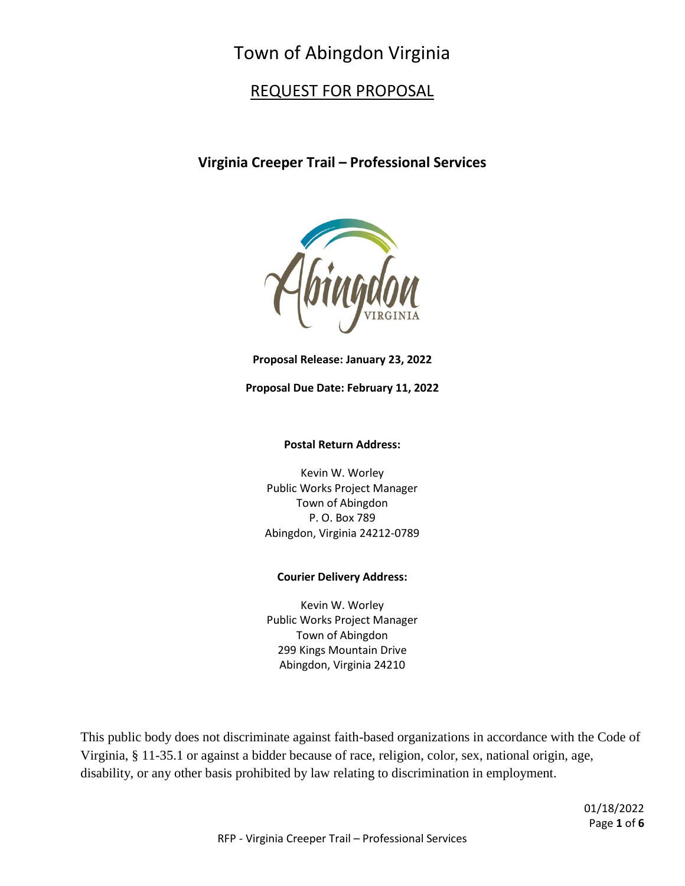# Town of Abingdon Virginia

## REQUEST FOR PROPOSAL

### Virginia Creeper Trail – Professional Services

**Proposal Release: January 23, 2022**

**Proposal Due Date: February 11, 2022**

**Postal Return Address:**

Kevin W. Worley
Public Works Project Manager
Town of Abingdon
P. O. Box 789
Abingdon, Virginia 24212-0789

**Courier Delivery Address:**

Kevin W. Worley
Public Works Project Manager
Town of Abingdon
299 Kings Mountain Drive
Abingdon, Virginia 24210

This public body does not discriminate against faith-based organizations in accordance with the Code of Virginia, § 11-35.1 or against a bidder because of race, religion, color, sex, national origin, age, disability, or any other basis prohibited by law relating to discrimination in employment.

01/18/2022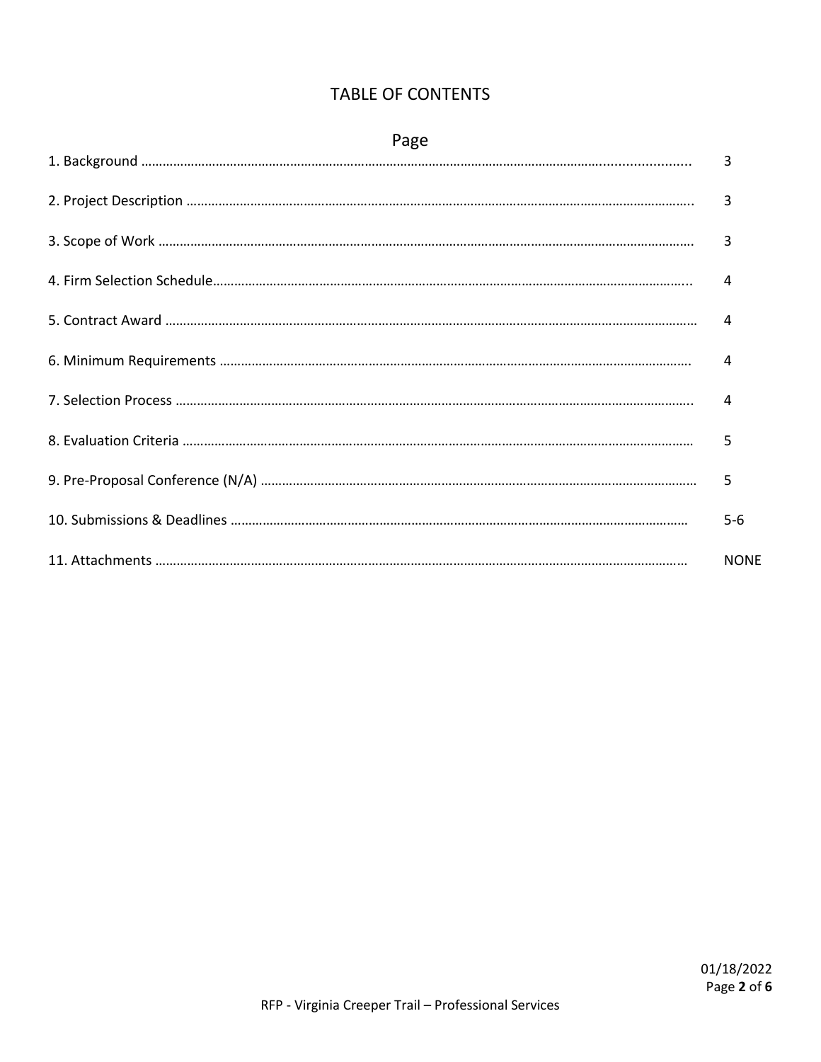# TABLE OF CONTENTS

| | Page |
|---|---|
| 1. Background | 3 |
| 2. Project Description | 3 |
| 3. Scope of Work | 3 |
| 4. Firm Selection Schedule | 4 |
| 5. Contract Award | 4 |
| 6. Minimum Requirements | 4 |
| 7. Selection Process | 4 |
| 8. Evaluation Criteria | 5 |
| 9. Pre-Proposal Conference (N/A) | 5 |
| 10. Submissions & Deadlines | 5-6 |
| 11. Attachments | NONE |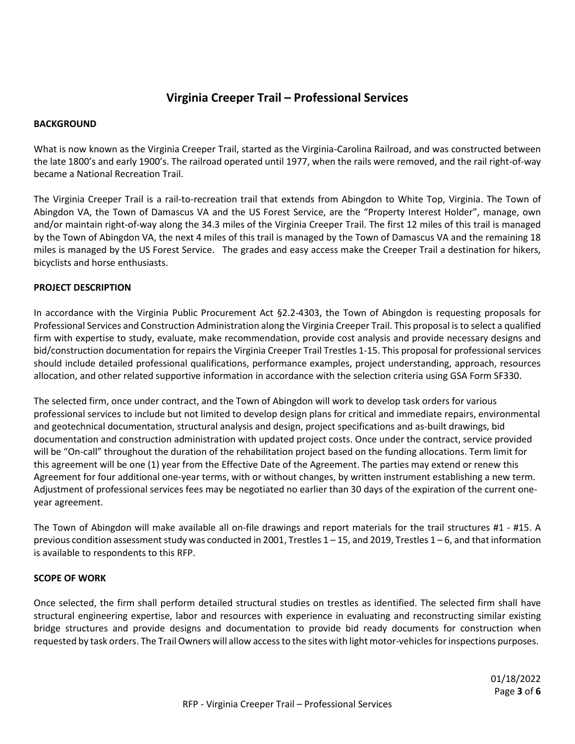# Virginia Creeper Trail – Professional Services

## BACKGROUND

What is now known as the Virginia Creeper Trail, started as the Virginia-Carolina Railroad, and was constructed between the late 1800's and early 1900's. The railroad operated until 1977, when the rails were removed, and the rail right-of-way became a National Recreation Trail.

The Virginia Creeper Trail is a rail-to-recreation trail that extends from Abingdon to White Top, Virginia. The Town of Abingdon VA, the Town of Damascus VA and the US Forest Service, are the "Property Interest Holder", manage, own and/or maintain right-of-way along the 34.3 miles of the Virginia Creeper Trail. The first 12 miles of this trail is managed by the Town of Abingdon VA, the next 4 miles of this trail is managed by the Town of Damascus VA and the remaining 18 miles is managed by the US Forest Service. The grades and easy access make the Creeper Trail a destination for hikers, bicyclists and horse enthusiasts.

## PROJECT DESCRIPTION

In accordance with the Virginia Public Procurement Act §2.2-4303, the Town of Abingdon is requesting proposals for Professional Services and Construction Administration along the Virginia Creeper Trail. This proposal is to select a qualified firm with expertise to study, evaluate, make recommendation, provide cost analysis and provide necessary designs and bid/construction documentation for repairs the Virginia Creeper Trail Trestles 1-15. This proposal for professional services should include detailed professional qualifications, performance examples, project understanding, approach, resources allocation, and other related supportive information in accordance with the selection criteria using GSA Form SF330.

The selected firm, once under contract, and the Town of Abingdon will work to develop task orders for various professional services to include but not limited to develop design plans for critical and immediate repairs, environmental and geotechnical documentation, structural analysis and design, project specifications and as-built drawings, bid documentation and construction administration with updated project costs. Once under the contract, service provided will be "On-call" throughout the duration of the rehabilitation project based on the funding allocations. Term limit for this agreement will be one (1) year from the Effective Date of the Agreement. The parties may extend or renew this Agreement for four additional one-year terms, with or without changes, by written instrument establishing a new term. Adjustment of professional services fees may be negotiated no earlier than 30 days of the expiration of the current one-year agreement.

The Town of Abingdon will make available all on-file drawings and report materials for the trail structures #1 - #15. A previous condition assessment study was conducted in 2001, Trestles 1 – 15, and 2019, Trestles 1 – 6, and that information is available to respondents to this RFP.

## SCOPE OF WORK

Once selected, the firm shall perform detailed structural studies on trestles as identified. The selected firm shall have structural engineering expertise, labor and resources with experience in evaluating and reconstructing similar existing bridge structures and provide designs and documentation to provide bid ready documents for construction when requested by task orders. The Trail Owners will allow access to the sites with light motor-vehicles for inspections purposes.

01/18/2022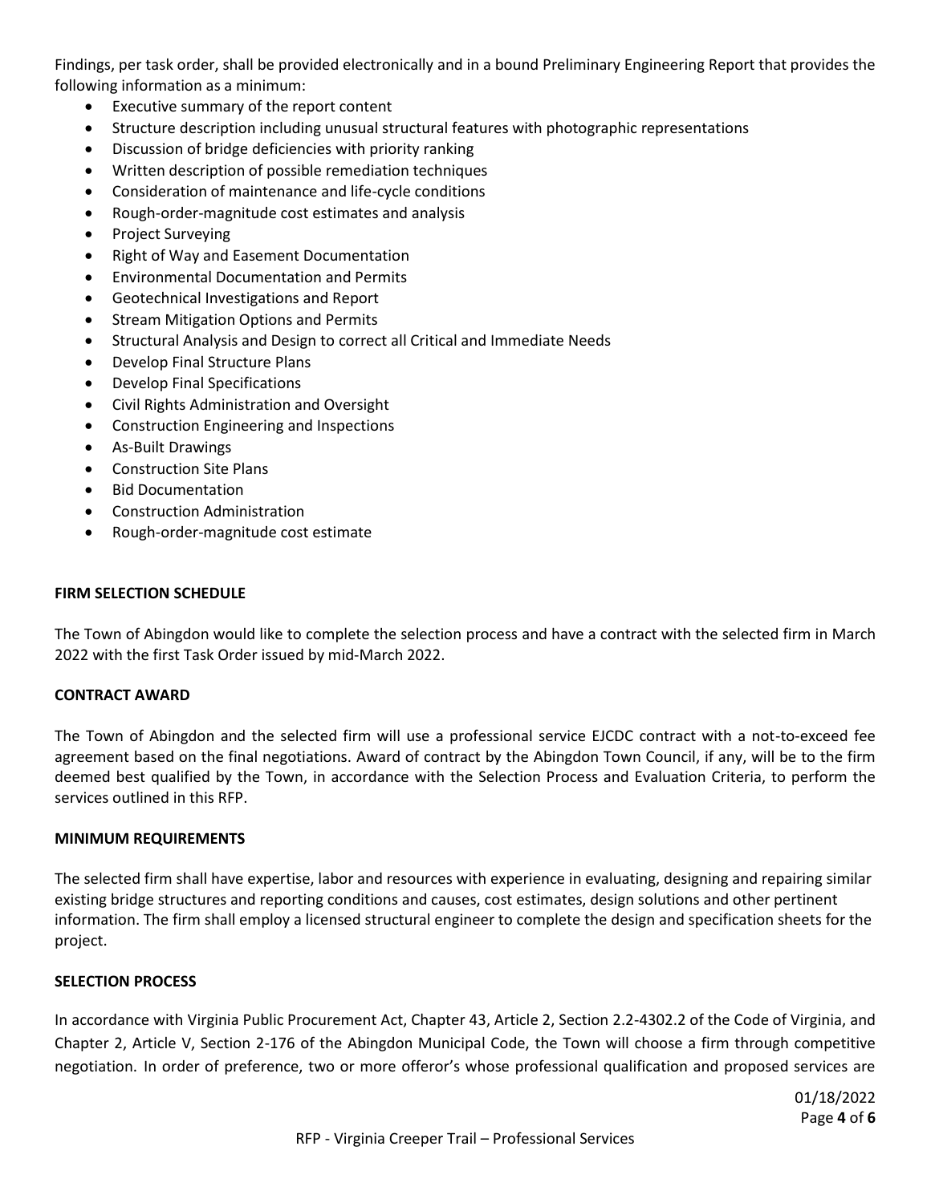Findings, per task order, shall be provided electronically and in a bound Preliminary Engineering Report that provides the following information as a minimum:

- Executive summary of the report content
- Structure description including unusual structural features with photographic representations
- Discussion of bridge deficiencies with priority ranking
- Written description of possible remediation techniques
- Consideration of maintenance and life-cycle conditions
- Rough-order-magnitude cost estimates and analysis
- Project Surveying
- Right of Way and Easement Documentation
- Environmental Documentation and Permits
- Geotechnical Investigations and Report
- Stream Mitigation Options and Permits
- Structural Analysis and Design to correct all Critical and Immediate Needs
- Develop Final Structure Plans
- Develop Final Specifications
- Civil Rights Administration and Oversight
- Construction Engineering and Inspections
- As-Built Drawings
- Construction Site Plans
- Bid Documentation
- Construction Administration
- Rough-order-magnitude cost estimate

**FIRM SELECTION SCHEDULE**

The Town of Abingdon would like to complete the selection process and have a contract with the selected firm in March 2022 with the first Task Order issued by mid-March 2022.

**CONTRACT AWARD**

The Town of Abingdon and the selected firm will use a professional service EJCDC contract with a not-to-exceed fee agreement based on the final negotiations. Award of contract by the Abingdon Town Council, if any, will be to the firm deemed best qualified by the Town, in accordance with the Selection Process and Evaluation Criteria, to perform the services outlined in this RFP.

**MINIMUM REQUIREMENTS**

The selected firm shall have expertise, labor and resources with experience in evaluating, designing and repairing similar existing bridge structures and reporting conditions and causes, cost estimates, design solutions and other pertinent information. The firm shall employ a licensed structural engineer to complete the design and specification sheets for the project.

**SELECTION PROCESS**

In accordance with Virginia Public Procurement Act, Chapter 43, Article 2, Section 2.2-4302.2 of the Code of Virginia, and Chapter 2, Article V, Section 2-176 of the Abingdon Municipal Code, the Town will choose a firm through competitive negotiation. In order of preference, two or more offeror's whose professional qualification and proposed services are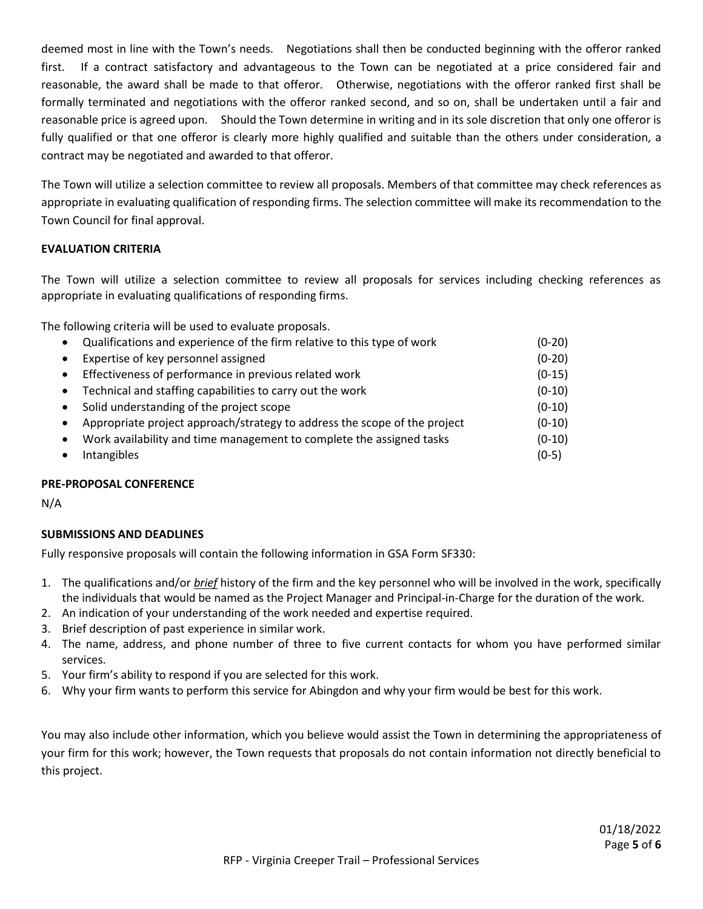deemed most in line with the Town's needs. Negotiations shall then be conducted beginning with the offeror ranked first. If a contract satisfactory and advantageous to the Town can be negotiated at a price considered fair and reasonable, the award shall be made to that offeror. Otherwise, negotiations with the offeror ranked first shall be formally terminated and negotiations with the offeror ranked second, and so on, shall be undertaken until a fair and reasonable price is agreed upon. Should the Town determine in writing and in its sole discretion that only one offeror is fully qualified or that one offeror is clearly more highly qualified and suitable than the others under consideration, a contract may be negotiated and awarded to that offeror.

The Town will utilize a selection committee to review all proposals. Members of that committee may check references as appropriate in evaluating qualification of responding firms. The selection committee will make its recommendation to the Town Council for final approval.

**EVALUATION CRITERIA**

The Town will utilize a selection committee to review all proposals for services including checking references as appropriate in evaluating qualifications of responding firms.

The following criteria will be used to evaluate proposals.

- Qualifications and experience of the firm relative to this type of work (0-20)
- Expertise of key personnel assigned (0-20)
- Effectiveness of performance in previous related work (0-15)
- Technical and staffing capabilities to carry out the work (0-10)
- Solid understanding of the project scope (0-10)
- Appropriate project approach/strategy to address the scope of the project (0-10)
- Work availability and time management to complete the assigned tasks (0-10)
- Intangibles (0-5)

**PRE-PROPOSAL CONFERENCE**

N/A

**SUBMISSIONS AND DEADLINES**

Fully responsive proposals will contain the following information in GSA Form SF330:

1. The qualifications and/or ***brief*** history of the firm and the key personnel who will be involved in the work, specifically the individuals that would be named as the Project Manager and Principal-in-Charge for the duration of the work.
2. An indication of your understanding of the work needed and expertise required.
3. Brief description of past experience in similar work.
4. The name, address, and phone number of three to five current contacts for whom you have performed similar services.
5. Your firm's ability to respond if you are selected for this work.
6. Why your firm wants to perform this service for Abingdon and why your firm would be best for this work.

You may also include other information, which you believe would assist the Town in determining the appropriateness of your firm for this work; however, the Town requests that proposals do not contain information not directly beneficial to this project.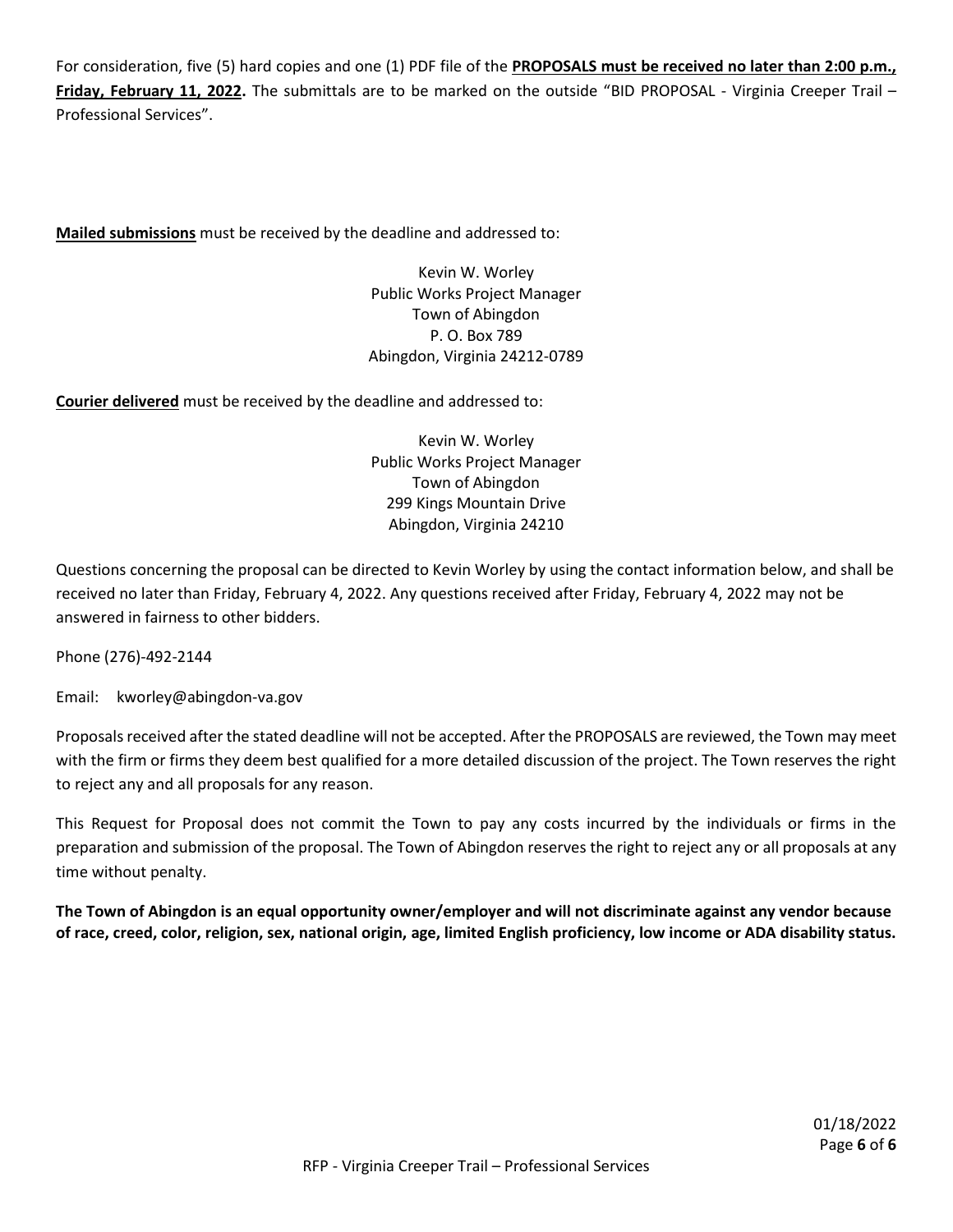For consideration, five (5) hard copies and one (1) PDF file of the **PROPOSALS must be received no later than 2:00 p.m., Friday, February 11, 2022.** The submittals are to be marked on the outside "BID PROPOSAL - Virginia Creeper Trail – Professional Services".

**Mailed submissions** must be received by the deadline and addressed to:

Kevin W. Worley
Public Works Project Manager
Town of Abingdon
P. O. Box 789
Abingdon, Virginia 24212-0789

**Courier delivered** must be received by the deadline and addressed to:

Kevin W. Worley
Public Works Project Manager
Town of Abingdon
299 Kings Mountain Drive
Abingdon, Virginia 24210

Questions concerning the proposal can be directed to Kevin Worley by using the contact information below, and shall be received no later than Friday, February 4, 2022. Any questions received after Friday, February 4, 2022 may not be answered in fairness to other bidders.

Phone (276)-492-2144

Email: kworley@abingdon-va.gov

Proposals received after the stated deadline will not be accepted. After the PROPOSALS are reviewed, the Town may meet with the firm or firms they deem best qualified for a more detailed discussion of the project. The Town reserves the right to reject any and all proposals for any reason.

This Request for Proposal does not commit the Town to pay any costs incurred by the individuals or firms in the preparation and submission of the proposal. The Town of Abingdon reserves the right to reject any or all proposals at any time without penalty.

**The Town of Abingdon is an equal opportunity owner/employer and will not discriminate against any vendor because of race, creed, color, religion, sex, national origin, age, limited English proficiency, low income or ADA disability status.**

01/18/2022